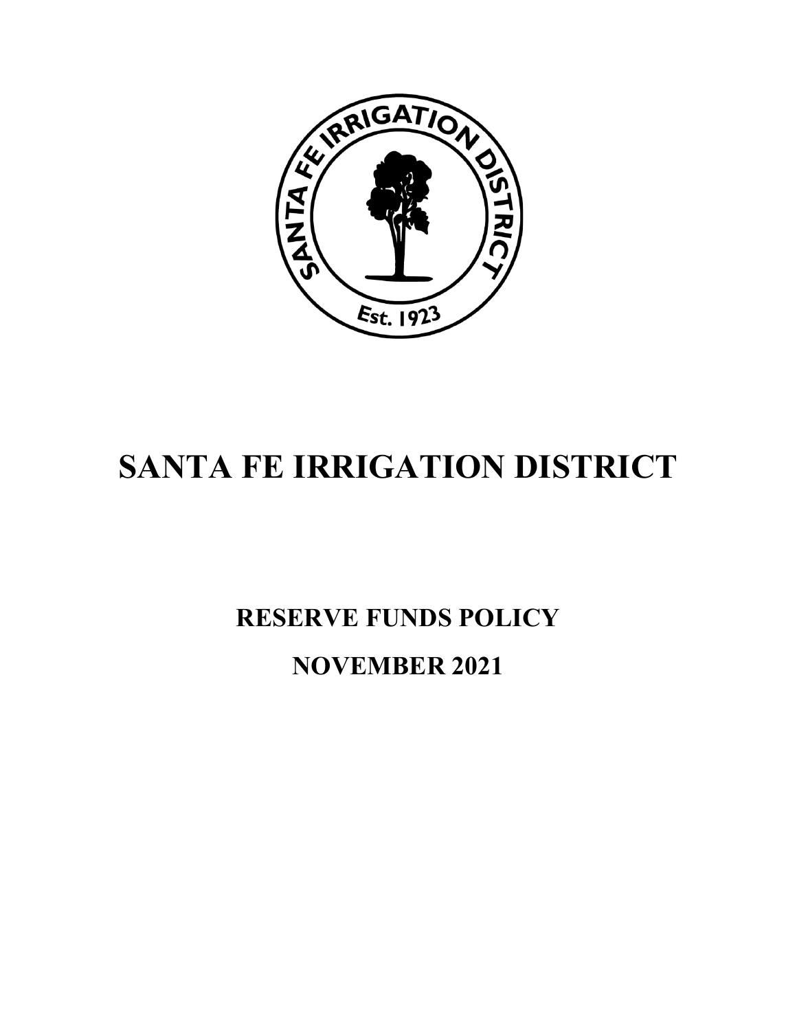# SANTA FE IRRIGATION DISTRICT

## RESERVE FUNDS POLICY

## NOVEMBER 2021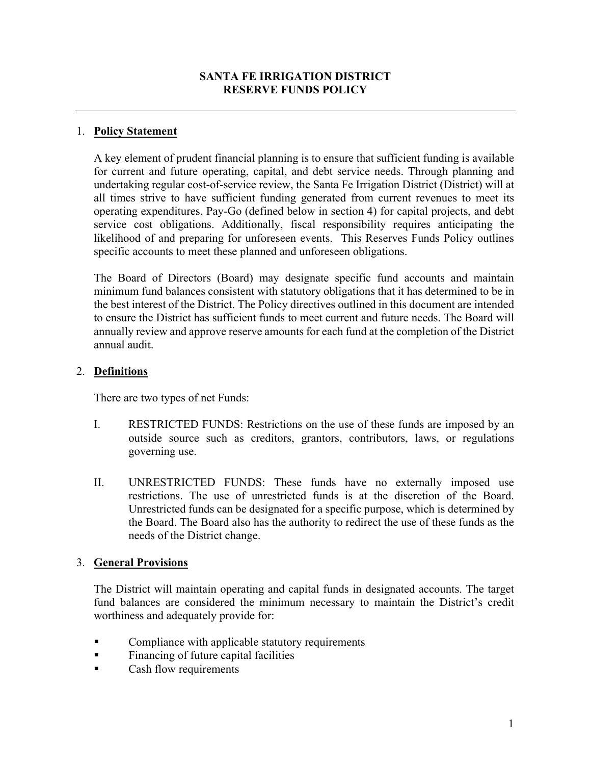# SANTA FE IRRIGATION DISTRICT
# RESERVE FUNDS POLICY

---

## 1. **Policy Statement**

A key element of prudent financial planning is to ensure that sufficient funding is available for current and future operating, capital, and debt service needs. Through planning and undertaking regular cost-of-service review, the Santa Fe Irrigation District (District) will at all times strive to have sufficient funding generated from current revenues to meet its operating expenditures, Pay-Go (defined below in section 4) for capital projects, and debt service cost obligations. Additionally, fiscal responsibility requires anticipating the likelihood of and preparing for unforeseen events. This Reserves Funds Policy outlines specific accounts to meet these planned and unforeseen obligations.

The Board of Directors (Board) may designate specific fund accounts and maintain minimum fund balances consistent with statutory obligations that it has determined to be in the best interest of the District. The Policy directives outlined in this document are intended to ensure the District has sufficient funds to meet current and future needs. The Board will annually review and approve reserve amounts for each fund at the completion of the District annual audit.

## 2. **Definitions**

There are two types of net Funds:

I. RESTRICTED FUNDS: Restrictions on the use of these funds are imposed by an outside source such as creditors, grantors, contributors, laws, or regulations governing use.

II. UNRESTRICTED FUNDS: These funds have no externally imposed use restrictions. The use of unrestricted funds is at the discretion of the Board. Unrestricted funds can be designated for a specific purpose, which is determined by the Board. The Board also has the authority to redirect the use of these funds as the needs of the District change.

## 3. **General Provisions**

The District will maintain operating and capital funds in designated accounts. The target fund balances are considered the minimum necessary to maintain the District's credit worthiness and adequately provide for:

- Compliance with applicable statutory requirements
- Financing of future capital facilities
- Cash flow requirements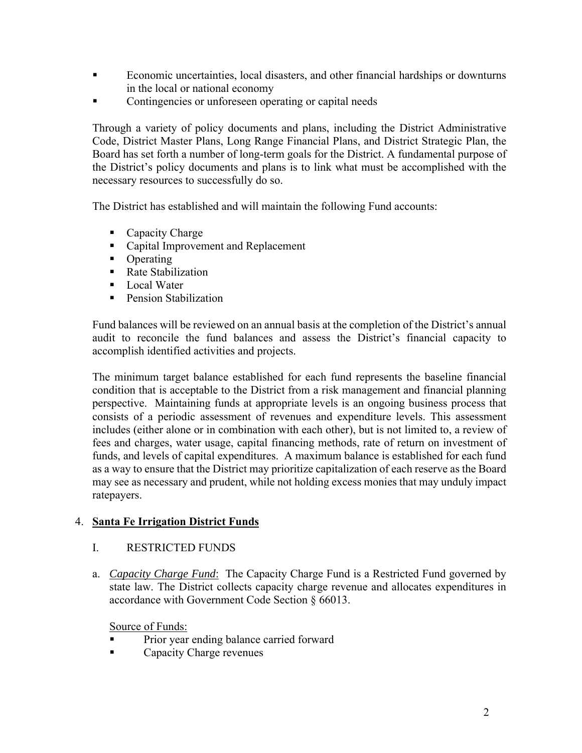- Economic uncertainties, local disasters, and other financial hardships or downturns in the local or national economy
- Contingencies or unforeseen operating or capital needs

Through a variety of policy documents and plans, including the District Administrative Code, District Master Plans, Long Range Financial Plans, and District Strategic Plan, the Board has set forth a number of long-term goals for the District. A fundamental purpose of the District's policy documents and plans is to link what must be accomplished with the necessary resources to successfully do so.

The District has established and will maintain the following Fund accounts:

- Capacity Charge
- Capital Improvement and Replacement
- Operating
- Rate Stabilization
- Local Water
- Pension Stabilization

Fund balances will be reviewed on an annual basis at the completion of the District's annual audit to reconcile the fund balances and assess the District's financial capacity to accomplish identified activities and projects.

The minimum target balance established for each fund represents the baseline financial condition that is acceptable to the District from a risk management and financial planning perspective. Maintaining funds at appropriate levels is an ongoing business process that consists of a periodic assessment of revenues and expenditure levels. This assessment includes (either alone or in combination with each other), but is not limited to, a review of fees and charges, water usage, capital financing methods, rate of return on investment of funds, and levels of capital expenditures. A maximum balance is established for each fund as a way to ensure that the District may prioritize capitalization of each reserve as the Board may see as necessary and prudent, while not holding excess monies that may unduly impact ratepayers.

## 4. **Santa Fe Irrigation District Funds**

### I. RESTRICTED FUNDS

a. ***Capacity Charge Fund***: The Capacity Charge Fund is a Restricted Fund governed by state law. The District collects capacity charge revenue and allocates expenditures in accordance with Government Code Section § 66013.

Source of Funds:

- Prior year ending balance carried forward
- Capacity Charge revenues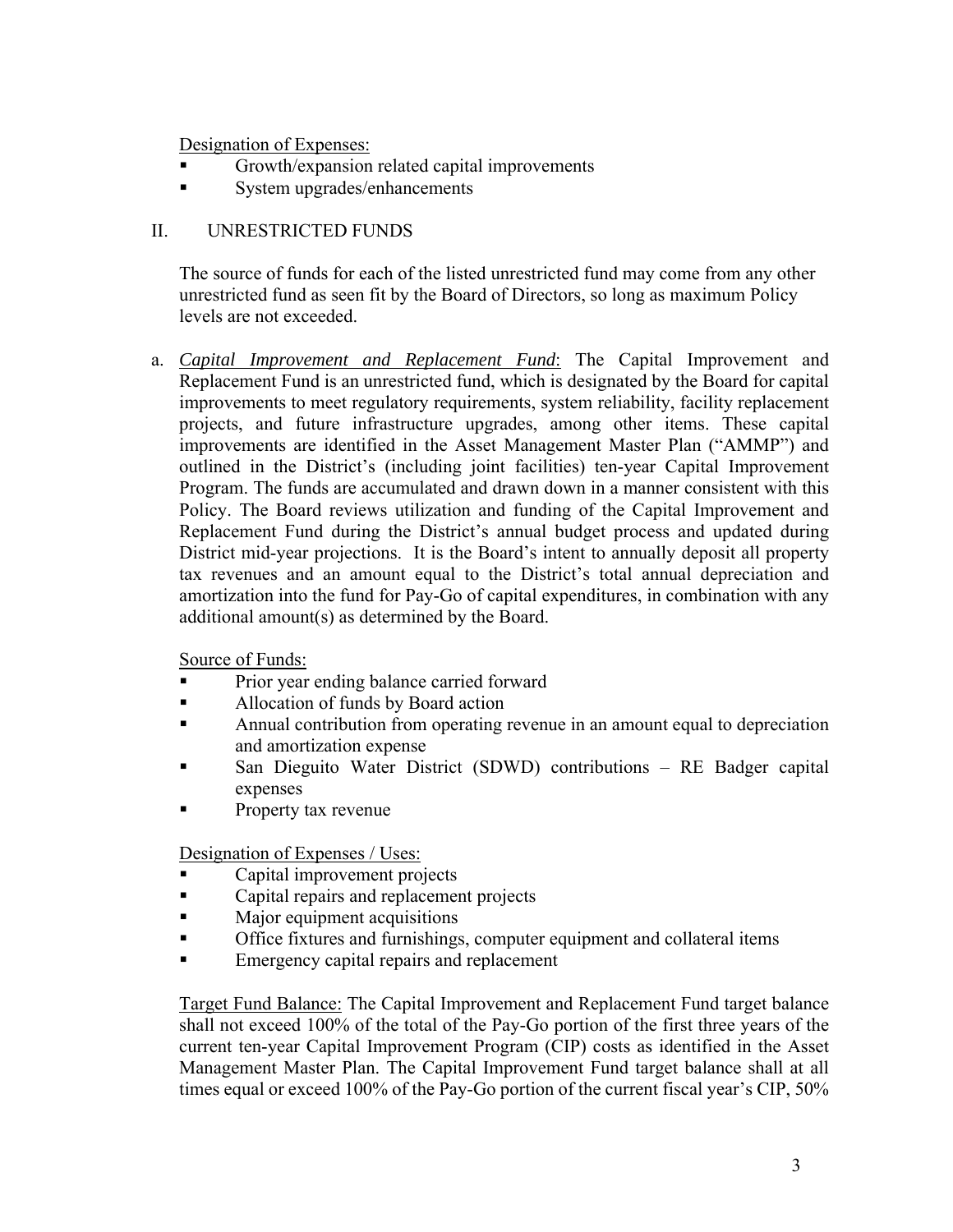Designation of Expenses:

- Growth/expansion related capital improvements
- System upgrades/enhancements

## II. UNRESTRICTED FUNDS

The source of funds for each of the listed unrestricted fund may come from any other unrestricted fund as seen fit by the Board of Directors, so long as maximum Policy levels are not exceeded.

a. *Capital Improvement and Replacement Fund*: The Capital Improvement and Replacement Fund is an unrestricted fund, which is designated by the Board for capital improvements to meet regulatory requirements, system reliability, facility replacement projects, and future infrastructure upgrades, among other items. These capital improvements are identified in the Asset Management Master Plan ("AMMP") and outlined in the District's (including joint facilities) ten-year Capital Improvement Program. The funds are accumulated and drawn down in a manner consistent with this Policy. The Board reviews utilization and funding of the Capital Improvement and Replacement Fund during the District's annual budget process and updated during District mid-year projections. It is the Board's intent to annually deposit all property tax revenues and an amount equal to the District's total annual depreciation and amortization into the fund for Pay-Go of capital expenditures, in combination with any additional amount(s) as determined by the Board.

Source of Funds:

- Prior year ending balance carried forward
- Allocation of funds by Board action
- Annual contribution from operating revenue in an amount equal to depreciation and amortization expense
- San Dieguito Water District (SDWD) contributions – RE Badger capital expenses
- Property tax revenue

Designation of Expenses / Uses:

- Capital improvement projects
- Capital repairs and replacement projects
- Major equipment acquisitions
- Office fixtures and furnishings, computer equipment and collateral items
- Emergency capital repairs and replacement

Target Fund Balance: The Capital Improvement and Replacement Fund target balance shall not exceed 100% of the total of the Pay-Go portion of the first three years of the current ten-year Capital Improvement Program (CIP) costs as identified in the Asset Management Master Plan. The Capital Improvement Fund target balance shall at all times equal or exceed 100% of the Pay-Go portion of the current fiscal year's CIP, 50%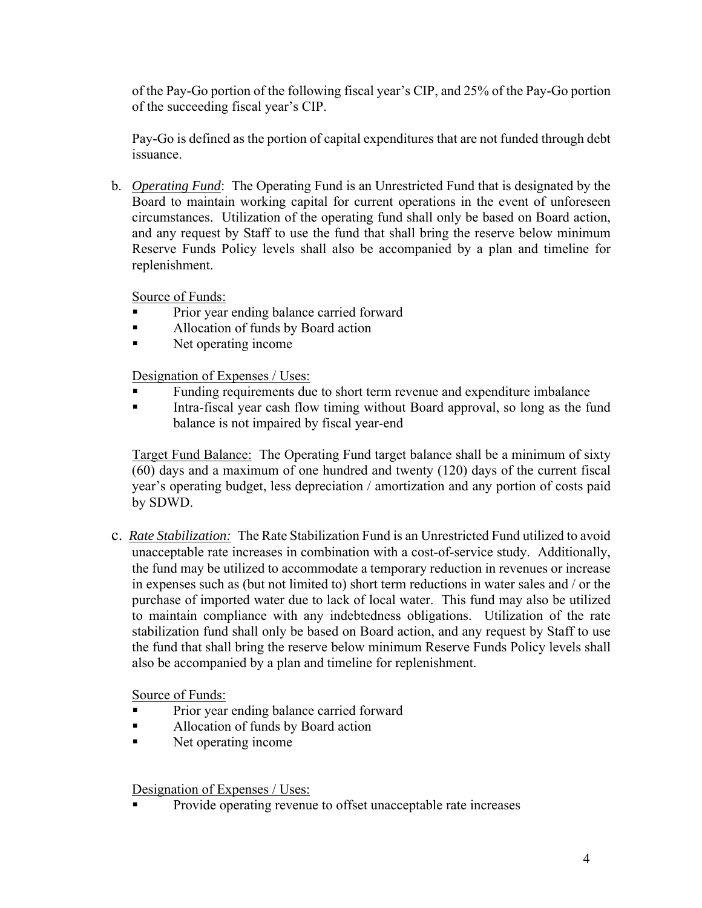of the Pay-Go portion of the following fiscal year's CIP, and 25% of the Pay-Go portion of the succeeding fiscal year's CIP.

Pay-Go is defined as the portion of capital expenditures that are not funded through debt issuance.

b. ***Operating Fund***: The Operating Fund is an Unrestricted Fund that is designated by the Board to maintain working capital for current operations in the event of unforeseen circumstances. Utilization of the operating fund shall only be based on Board action, and any request by Staff to use the fund that shall bring the reserve below minimum Reserve Funds Policy levels shall also be accompanied by a plan and timeline for replenishment.

Source of Funds:

- Prior year ending balance carried forward
- Allocation of funds by Board action
- Net operating income

Designation of Expenses / Uses:

- Funding requirements due to short term revenue and expenditure imbalance
- Intra-fiscal year cash flow timing without Board approval, so long as the fund balance is not impaired by fiscal year-end

Target Fund Balance: The Operating Fund target balance shall be a minimum of sixty (60) days and a maximum of one hundred and twenty (120) days of the current fiscal year's operating budget, less depreciation / amortization and any portion of costs paid by SDWD.

c. ***Rate Stabilization:*** The Rate Stabilization Fund is an Unrestricted Fund utilized to avoid unacceptable rate increases in combination with a cost-of-service study. Additionally, the fund may be utilized to accommodate a temporary reduction in revenues or increase in expenses such as (but not limited to) short term reductions in water sales and / or the purchase of imported water due to lack of local water. This fund may also be utilized to maintain compliance with any indebtedness obligations. Utilization of the rate stabilization fund shall only be based on Board action, and any request by Staff to use the fund that shall bring the reserve below minimum Reserve Funds Policy levels shall also be accompanied by a plan and timeline for replenishment.

Source of Funds:

- Prior year ending balance carried forward
- Allocation of funds by Board action
- Net operating income

Designation of Expenses / Uses:

- Provide operating revenue to offset unacceptable rate increases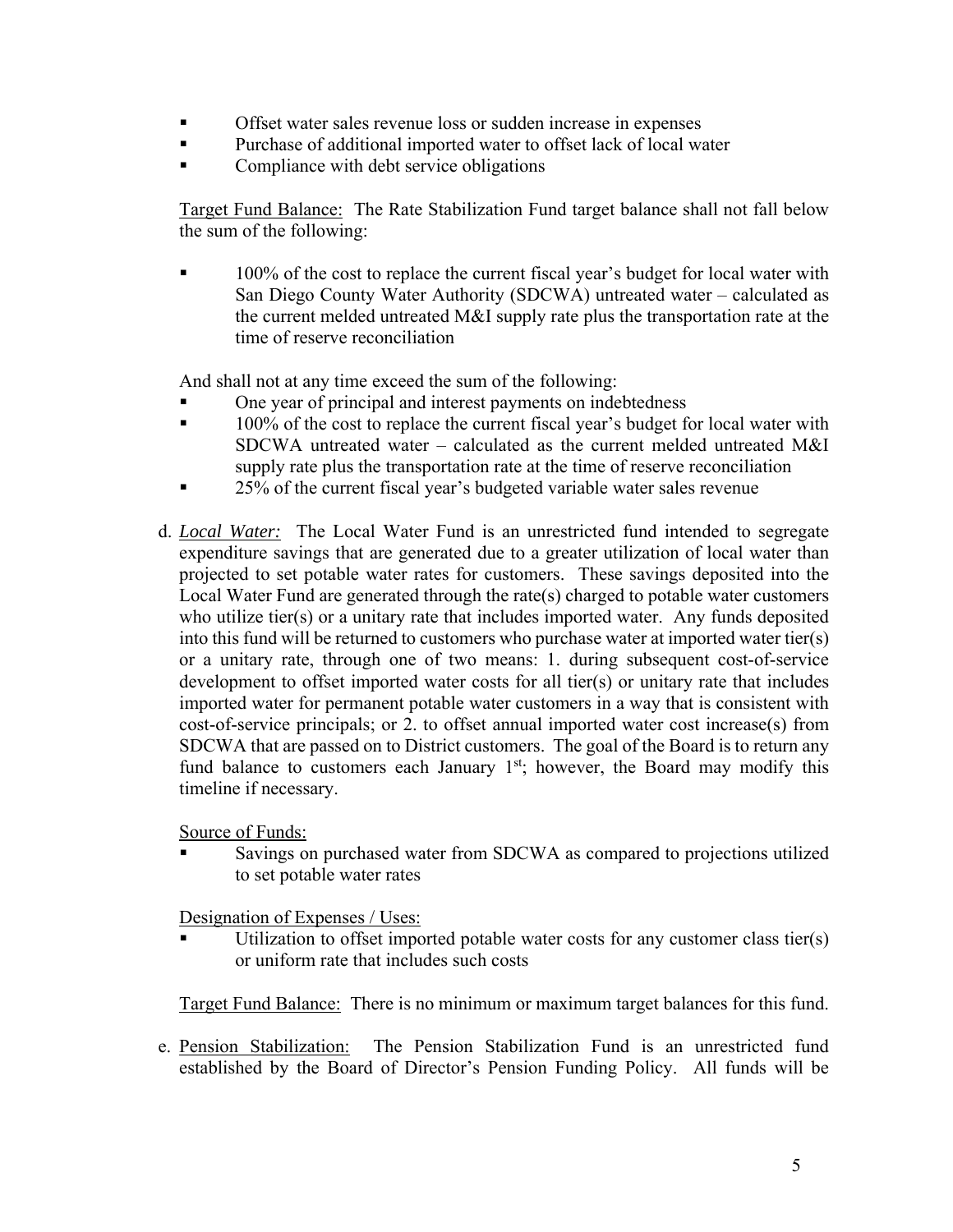- Offset water sales revenue loss or sudden increase in expenses
- Purchase of additional imported water to offset lack of local water
- Compliance with debt service obligations

Target Fund Balance: The Rate Stabilization Fund target balance shall not fall below the sum of the following:

- 100% of the cost to replace the current fiscal year's budget for local water with San Diego County Water Authority (SDCWA) untreated water – calculated as the current melded untreated M&I supply rate plus the transportation rate at the time of reserve reconciliation

And shall not at any time exceed the sum of the following:

- One year of principal and interest payments on indebtedness
- 100% of the cost to replace the current fiscal year's budget for local water with SDCWA untreated water – calculated as the current melded untreated M&I supply rate plus the transportation rate at the time of reserve reconciliation
- 25% of the current fiscal year's budgeted variable water sales revenue

d. ***Local Water:*** The Local Water Fund is an unrestricted fund intended to segregate expenditure savings that are generated due to a greater utilization of local water than projected to set potable water rates for customers. These savings deposited into the Local Water Fund are generated through the rate(s) charged to potable water customers who utilize tier(s) or a unitary rate that includes imported water. Any funds deposited into this fund will be returned to customers who purchase water at imported water tier(s) or a unitary rate, through one of two means: 1. during subsequent cost-of-service development to offset imported water costs for all tier(s) or unitary rate that includes imported water for permanent potable water customers in a way that is consistent with cost-of-service principals; or 2. to offset annual imported water cost increase(s) from SDCWA that are passed on to District customers. The goal of the Board is to return any fund balance to customers each January 1st; however, the Board may modify this timeline if necessary.

Source of Funds:

- Savings on purchased water from SDCWA as compared to projections utilized to set potable water rates

Designation of Expenses / Uses:

- Utilization to offset imported potable water costs for any customer class tier(s) or uniform rate that includes such costs

Target Fund Balance: There is no minimum or maximum target balances for this fund.

e. Pension Stabilization: The Pension Stabilization Fund is an unrestricted fund established by the Board of Director's Pension Funding Policy. All funds will be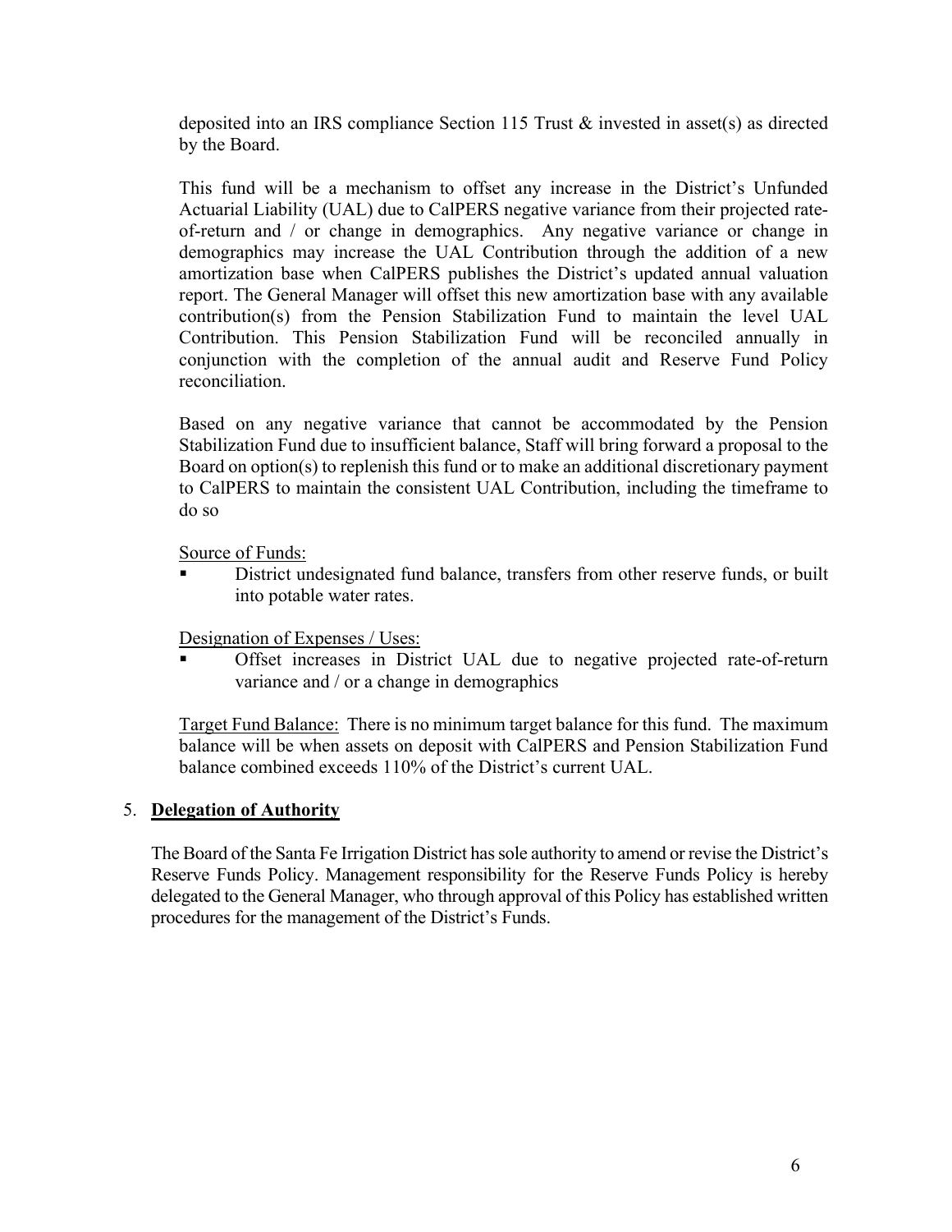deposited into an IRS compliance Section 115 Trust & invested in asset(s) as directed by the Board.

This fund will be a mechanism to offset any increase in the District's Unfunded Actuarial Liability (UAL) due to CalPERS negative variance from their projected rate-of-return and / or change in demographics. Any negative variance or change in demographics may increase the UAL Contribution through the addition of a new amortization base when CalPERS publishes the District's updated annual valuation report. The General Manager will offset this new amortization base with any available contribution(s) from the Pension Stabilization Fund to maintain the level UAL Contribution. This Pension Stabilization Fund will be reconciled annually in conjunction with the completion of the annual audit and Reserve Fund Policy reconciliation.

Based on any negative variance that cannot be accommodated by the Pension Stabilization Fund due to insufficient balance, Staff will bring forward a proposal to the Board on option(s) to replenish this fund or to make an additional discretionary payment to CalPERS to maintain the consistent UAL Contribution, including the timeframe to do so

<u>Source of Funds:</u>

- District undesignated fund balance, transfers from other reserve funds, or built into potable water rates.

<u>Designation of Expenses / Uses:</u>

- Offset increases in District UAL due to negative projected rate-of-return variance and / or a change in demographics

<u>Target Fund Balance:</u> There is no minimum target balance for this fund. The maximum balance will be when assets on deposit with CalPERS and Pension Stabilization Fund balance combined exceeds 110% of the District's current UAL.

5. **<u>Delegation of Authority</u>**

The Board of the Santa Fe Irrigation District has sole authority to amend or revise the District's Reserve Funds Policy. Management responsibility for the Reserve Funds Policy is hereby delegated to the General Manager, who through approval of this Policy has established written procedures for the management of the District's Funds.